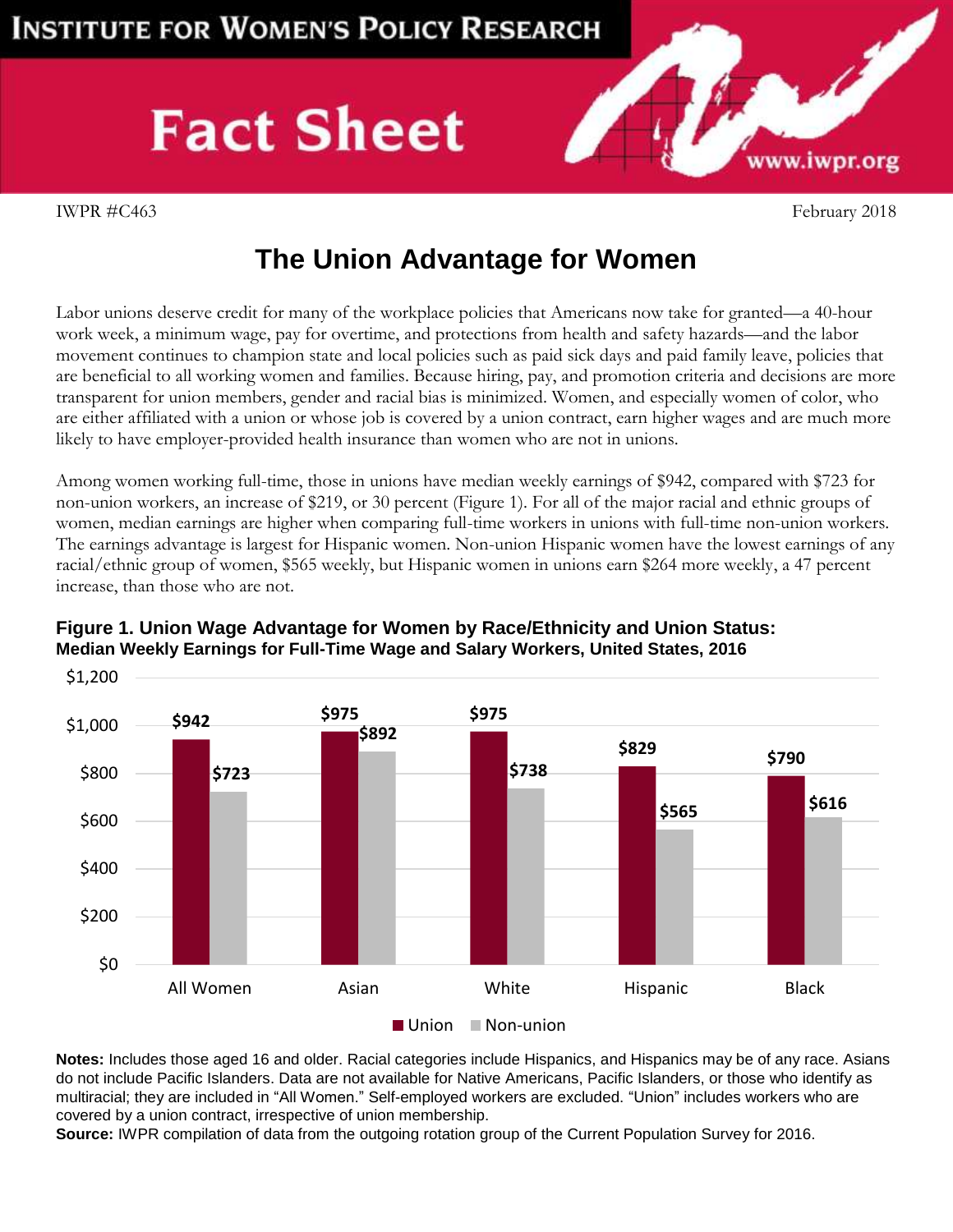# Institute for Women's Policy Research

## Fact Sheet

www.iwpr.org

IWPR #C463 February 2018

# The Union Advantage for Women

Labor unions deserve credit for many of the workplace policies that Americans now take for granted—a 40-hour work week, a minimum wage, pay for overtime, and protections from health and safety hazards—and the labor movement continues to champion state and local policies such as paid sick days and paid family leave, policies that are beneficial to all working women and families. Because hiring, pay, and promotion criteria and decisions are more transparent for union members, gender and racial bias is minimized. Women, and especially women of color, who are either affiliated with a union or whose job is covered by a union contract, earn higher wages and are much more likely to have employer-provided health insurance than women who are not in unions.

Among women working full-time, those in unions have median weekly earnings of $942, compared with $723 for non-union workers, an increase of $219, or 30 percent (Figure 1). For all of the major racial and ethnic groups of women, median earnings are higher when comparing full-time workers in unions with full-time non-union workers. The earnings advantage is largest for Hispanic women. Non-union Hispanic women have the lowest earnings of any racial/ethnic group of women, $565 weekly, but Hispanic women in unions earn $264 more weekly, a 47 percent increase, than those who are not.

**Figure 1. Union Wage Advantage for Women by Race/Ethnicity and Union Status: Median Weekly Earnings for Full-Time Wage and Salary Workers, United States, 2016**

| | Union | Non-union |
|---|---|---|
| All Women | $942 | $723 |
| Asian | $975 | $892 |
| White | $975 | $738 |
| Hispanic | $829 | $565 |
| Black | $790 | $616 |

**Notes:** Includes those aged 16 and older. Racial categories include Hispanics, and Hispanics may be of any race. Asians do not include Pacific Islanders. Data are not available for Native Americans, Pacific Islanders, or those who identify as multiracial; they are included in "All Women." Self-employed workers are excluded. "Union" includes workers who are covered by a union contract, irrespective of union membership.

**Source:** IWPR compilation of data from the outgoing rotation group of the Current Population Survey for 2016.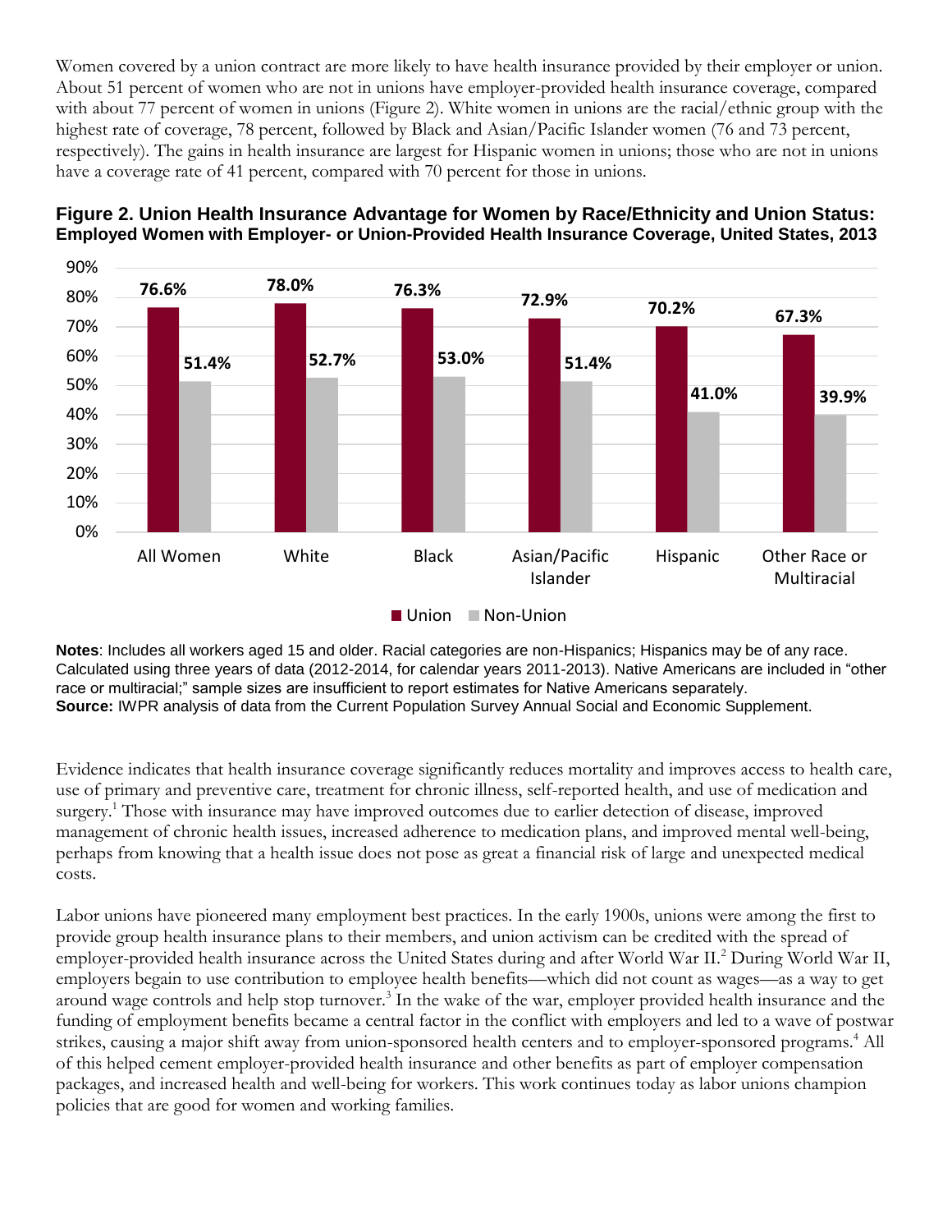Women covered by a union contract are more likely to have health insurance provided by their employer or union. About 51 percent of women who are not in unions have employer-provided health insurance coverage, compared with about 77 percent of women in unions (Figure 2). White women in unions are the racial/ethnic group with the highest rate of coverage, 78 percent, followed by Black and Asian/Pacific Islander women (76 and 73 percent, respectively). The gains in health insurance are largest for Hispanic women in unions; those who are not in unions have a coverage rate of 41 percent, compared with 70 percent for those in unions.

**Figure 2. Union Health Insurance Advantage for Women by Race/Ethnicity and Union Status: Employed Women with Employer- or Union-Provided Health Insurance Coverage, United States, 2013**

| | Union | Non-Union |
|---|---|---|
| All Women | 76.6% | 51.4% |
| White | 78.0% | 52.7% |
| Black | 76.3% | 53.0% |
| Asian/Pacific Islander | 72.9% | 51.4% |
| Hispanic | 70.2% | 41.0% |
| Other Race or Multiracial | 67.3% | 39.9% |

**Notes**: Includes all workers aged 15 and older. Racial categories are non-Hispanics; Hispanics may be of any race. Calculated using three years of data (2012-2014, for calendar years 2011-2013). Native Americans are included in "other race or multiracial;" sample sizes are insufficient to report estimates for Native Americans separately.
**Source:** IWPR analysis of data from the Current Population Survey Annual Social and Economic Supplement.

Evidence indicates that health insurance coverage significantly reduces mortality and improves access to health care, use of primary and preventive care, treatment for chronic illness, self-reported health, and use of medication and surgery.[1] Those with insurance may have improved outcomes due to earlier detection of disease, improved management of chronic health issues, increased adherence to medication plans, and improved mental well-being, perhaps from knowing that a health issue does not pose as great a financial risk of large and unexpected medical costs.

Labor unions have pioneered many employment best practices. In the early 1900s, unions were among the first to provide group health insurance plans to their members, and union activism can be credited with the spread of employer-provided health insurance across the United States during and after World War II.[2] During World War II, employers begain to use contribution to employee health benefits—which did not count as wages—as a way to get around wage controls and help stop turnover.[3] In the wake of the war, employer provided health insurance and the funding of employment benefits became a central factor in the conflict with employers and led to a wave of postwar strikes, causing a major shift away from union-sponsored health centers and to employer-sponsored programs.[4] All of this helped cement employer-provided health insurance and other benefits as part of employer compensation packages, and increased health and well-being for workers. This work continues today as labor unions champion policies that are good for women and working families.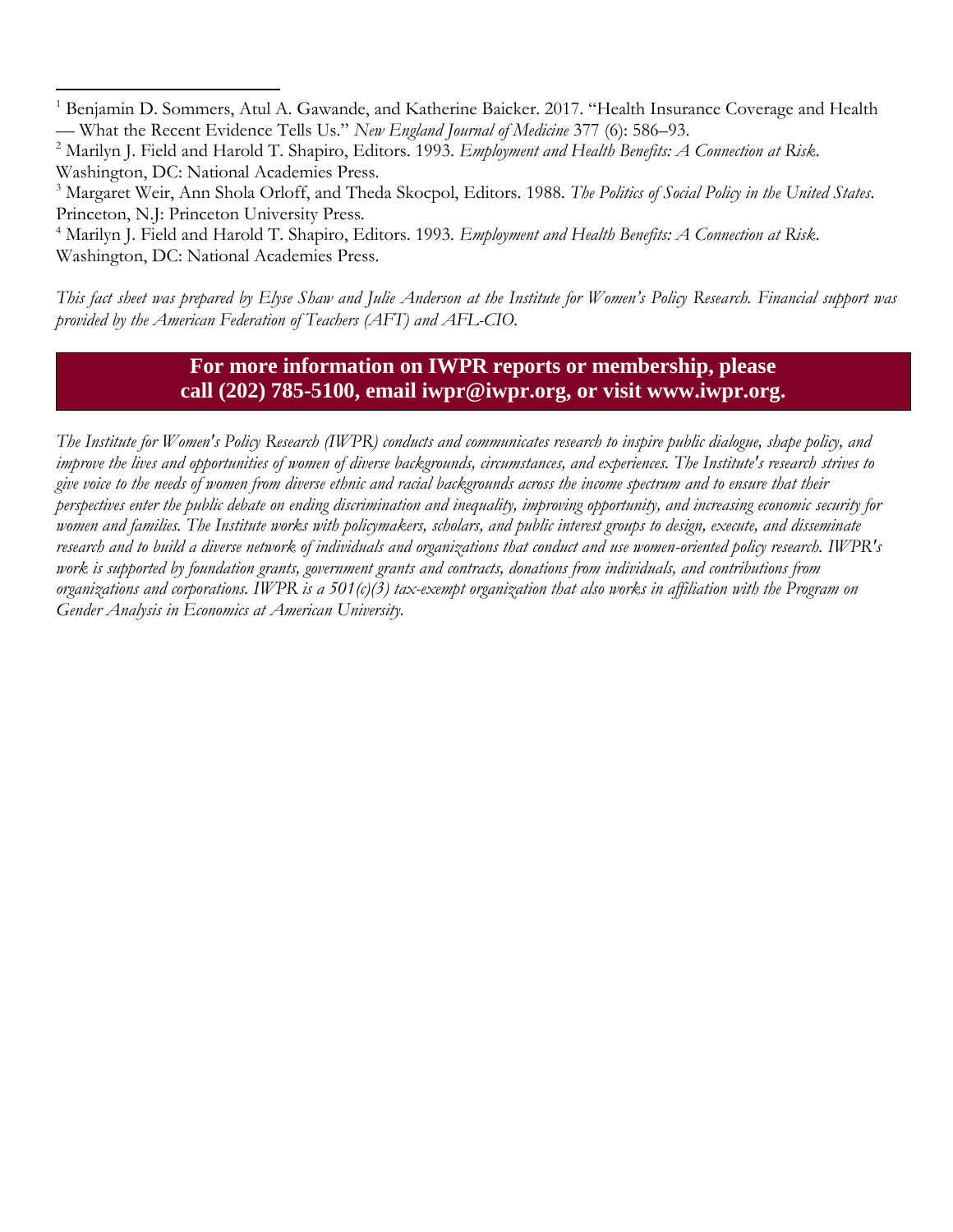[1] Benjamin D. Sommers, Atul A. Gawande, and Katherine Baicker. 2017. "Health Insurance Coverage and Health — What the Recent Evidence Tells Us." *New England Journal of Medicine* 377 (6): 586–93.

[2] Marilyn J. Field and Harold T. Shapiro, Editors. 1993. *Employment and Health Benefits: A Connection at Risk*. Washington, DC: National Academies Press.

[3] Margaret Weir, Ann Shola Orloff, and Theda Skocpol, Editors. 1988. *The Politics of Social Policy in the United States*. Princeton, N.J: Princeton University Press.

[4] Marilyn J. Field and Harold T. Shapiro, Editors. 1993. *Employment and Health Benefits: A Connection at Risk*. Washington, DC: National Academies Press.

*This fact sheet was prepared by Elyse Shaw and Julie Anderson at the Institute for Women's Policy Research. Financial support was provided by the American Federation of Teachers (AFT) and AFL-CIO.*

**For more information on IWPR reports or membership, please call (202) 785-5100, email iwpr@iwpr.org, or visit www.iwpr.org.**

*The Institute for Women's Policy Research (IWPR) conducts and communicates research to inspire public dialogue, shape policy, and improve the lives and opportunities of women of diverse backgrounds, circumstances, and experiences. The Institute's research strives to give voice to the needs of women from diverse ethnic and racial backgrounds across the income spectrum and to ensure that their perspectives enter the public debate on ending discrimination and inequality, improving opportunity, and increasing economic security for women and families. The Institute works with policymakers, scholars, and public interest groups to design, execute, and disseminate research and to build a diverse network of individuals and organizations that conduct and use women-oriented policy research. IWPR's work is supported by foundation grants, government grants and contracts, donations from individuals, and contributions from organizations and corporations. IWPR is a 501(c)(3) tax-exempt organization that also works in affiliation with the Program on Gender Analysis in Economics at American University.*